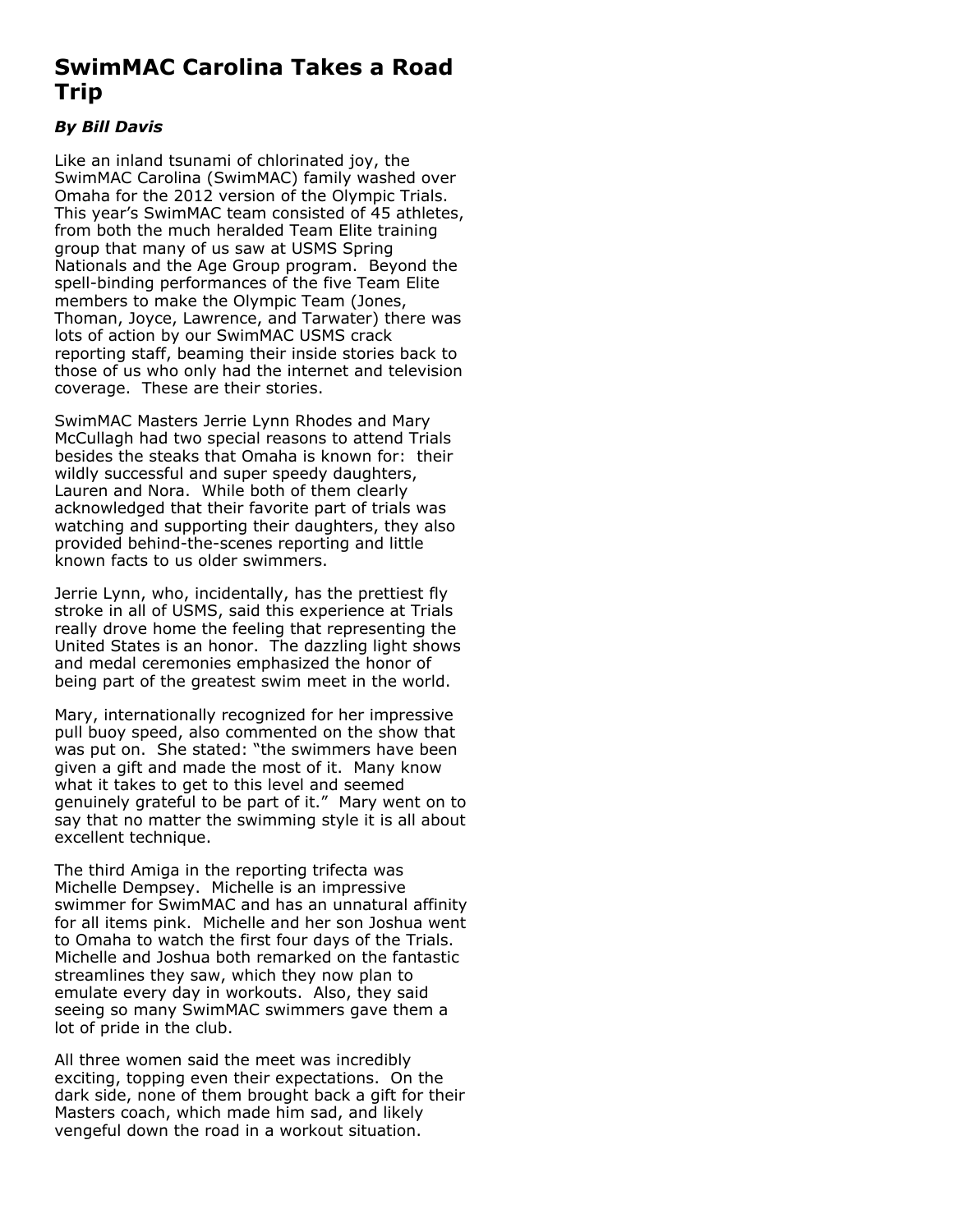# SwimMAC Carolina Takes a Road Trip

***By Bill Davis***

Like an inland tsunami of chlorinated joy, the SwimMAC Carolina (SwimMAC) family washed over Omaha for the 2012 version of the Olympic Trials. This year's SwimMAC team consisted of 45 athletes, from both the much heralded Team Elite training group that many of us saw at USMS Spring Nationals and the Age Group program. Beyond the spell-binding performances of the five Team Elite members to make the Olympic Team (Jones, Thoman, Joyce, Lawrence, and Tarwater) there was lots of action by our SwimMAC USMS crack reporting staff, beaming their inside stories back to those of us who only had the internet and television coverage. These are their stories.

SwimMAC Masters Jerrie Lynn Rhodes and Mary McCullagh had two special reasons to attend Trials besides the steaks that Omaha is known for: their wildly successful and super speedy daughters, Lauren and Nora. While both of them clearly acknowledged that their favorite part of trials was watching and supporting their daughters, they also provided behind-the-scenes reporting and little known facts to us older swimmers.

Jerrie Lynn, who, incidentally, has the prettiest fly stroke in all of USMS, said this experience at Trials really drove home the feeling that representing the United States is an honor. The dazzling light shows and medal ceremonies emphasized the honor of being part of the greatest swim meet in the world.

Mary, internationally recognized for her impressive pull buoy speed, also commented on the show that was put on. She stated: "the swimmers have been given a gift and made the most of it. Many know what it takes to get to this level and seemed genuinely grateful to be part of it." Mary went on to say that no matter the swimming style it is all about excellent technique.

The third Amiga in the reporting trifecta was Michelle Dempsey. Michelle is an impressive swimmer for SwimMAC and has an unnatural affinity for all items pink. Michelle and her son Joshua went to Omaha to watch the first four days of the Trials. Michelle and Joshua both remarked on the fantastic streamlines they saw, which they now plan to emulate every day in workouts. Also, they said seeing so many SwimMAC swimmers gave them a lot of pride in the club.

All three women said the meet was incredibly exciting, topping even their expectations. On the dark side, none of them brought back a gift for their Masters coach, which made him sad, and likely vengeful down the road in a workout situation.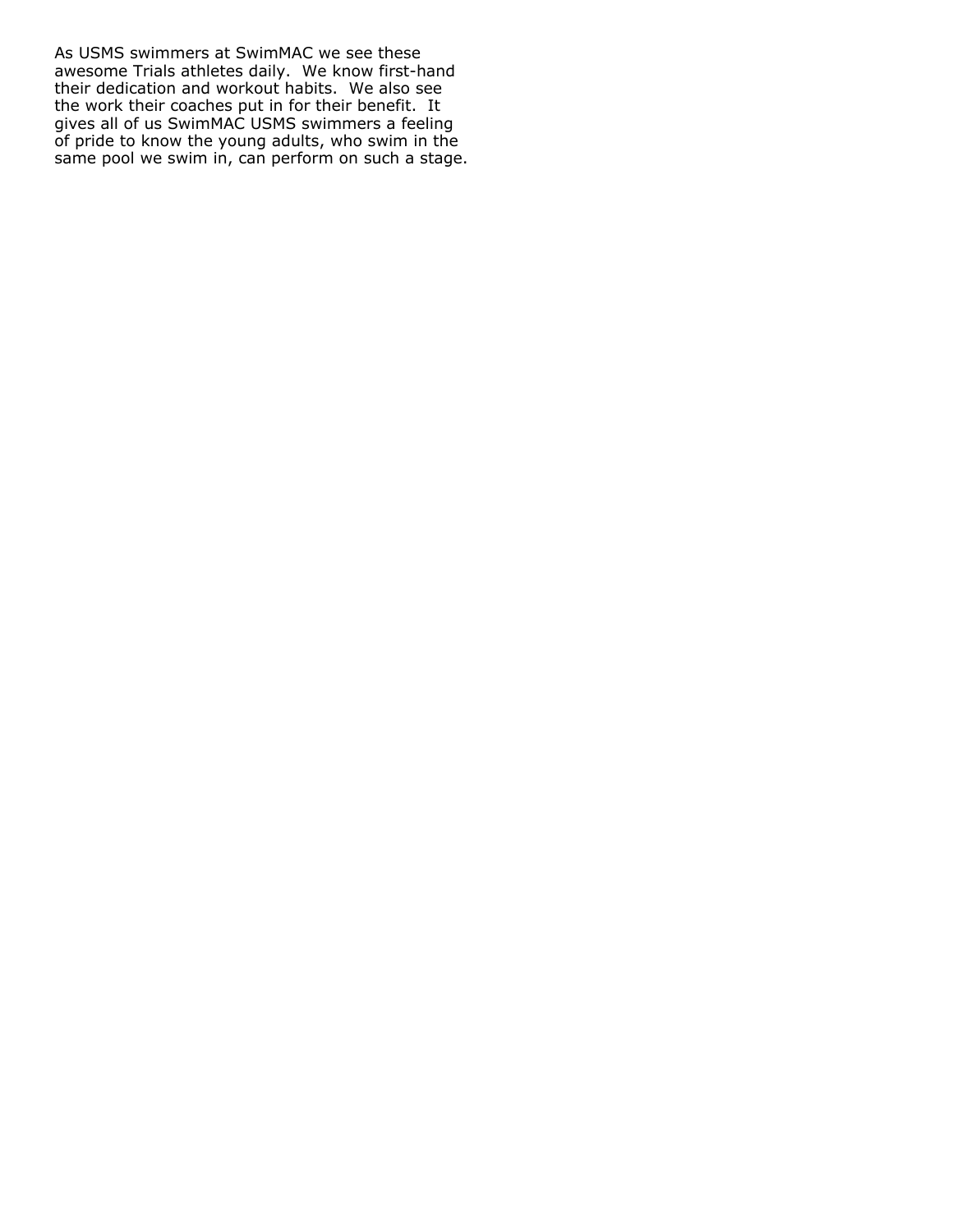As USMS swimmers at SwimMAC we see these awesome Trials athletes daily. We know first-hand their dedication and workout habits. We also see the work their coaches put in for their benefit. It gives all of us SwimMAC USMS swimmers a feeling of pride to know the young adults, who swim in the same pool we swim in, can perform on such a stage.